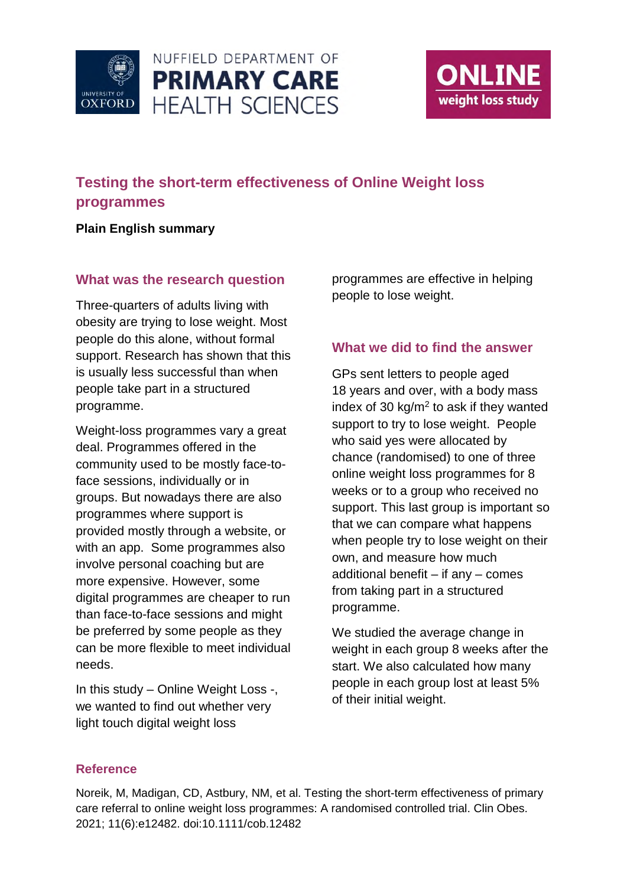# Testing the short-term effectiveness of Online Weight loss programmes

**Plain English summary**

## What was the research question

Three-quarters of adults living with obesity are trying to lose weight. Most people do this alone, without formal support. Research has shown that this is usually less successful than when people take part in a structured programme.

Weight-loss programmes vary a great deal. Programmes offered in the community used to be mostly face-to-face sessions, individually or in groups. But nowadays there are also programmes where support is provided mostly through a website, or with an app. Some programmes also involve personal coaching but are more expensive. However, some digital programmes are cheaper to run than face-to-face sessions and might be preferred by some people as they can be more flexible to meet individual needs.

In this study – Online Weight Loss -, we wanted to find out whether very light touch digital weight loss programmes are effective in helping people to lose weight.

## What we did to find the answer

GPs sent letters to people aged 18 years and over, with a body mass index of 30 kg/m$^2$ to ask if they wanted support to try to lose weight. People who said yes were allocated by chance (randomised) to one of three online weight loss programmes for 8 weeks or to a group who received no support. This last group is important so that we can compare what happens when people try to lose weight on their own, and measure how much additional benefit – if any – comes from taking part in a structured programme.

We studied the average change in weight in each group 8 weeks after the start. We also calculated how many people in each group lost at least 5% of their initial weight.

## Reference

Noreik, M, Madigan, CD, Astbury, NM, et al. Testing the short-term effectiveness of primary care referral to online weight loss programmes: A randomised controlled trial. Clin Obes. 2021; 11(6):e12482. doi:10.1111/cob.12482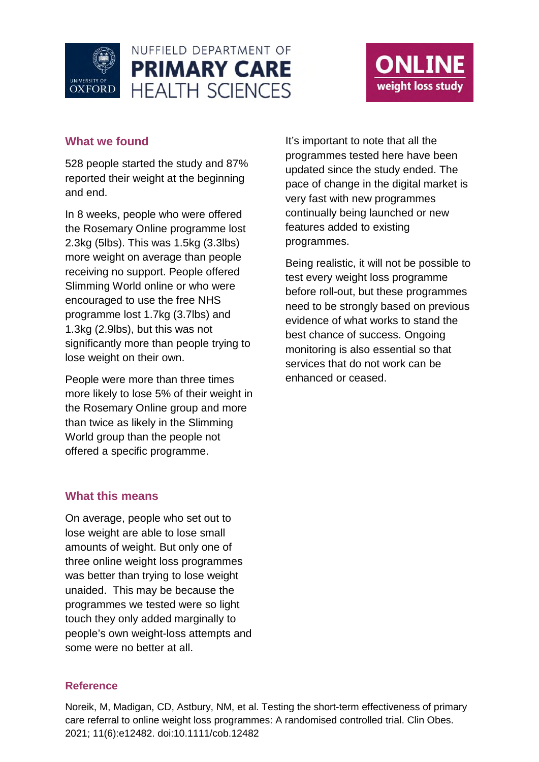## What we found

528 people started the study and 87% reported their weight at the beginning and end.

In 8 weeks, people who were offered the Rosemary Online programme lost 2.3kg (5lbs). This was 1.5kg (3.3lbs) more weight on average than people receiving no support. People offered Slimming World online or who were encouraged to use the free NHS programme lost 1.7kg (3.7lbs) and 1.3kg (2.9lbs), but this was not significantly more than people trying to lose weight on their own.

People were more than three times more likely to lose 5% of their weight in the Rosemary Online group and more than twice as likely in the Slimming World group than the people not offered a specific programme.

## What this means

On average, people who set out to lose weight are able to lose small amounts of weight. But only one of three online weight loss programmes was better than trying to lose weight unaided. This may be because the programmes we tested were so light touch they only added marginally to people's own weight-loss attempts and some were no better at all.

It's important to note that all the programmes tested here have been updated since the study ended. The pace of change in the digital market is very fast with new programmes continually being launched or new features added to existing programmes.

Being realistic, it will not be possible to test every weight loss programme before roll-out, but these programmes need to be strongly based on previous evidence of what works to stand the best chance of success. Ongoing monitoring is also essential so that services that do not work can be enhanced or ceased.

## Reference

Noreik, M, Madigan, CD, Astbury, NM, et al. Testing the short-term effectiveness of primary care referral to online weight loss programmes: A randomised controlled trial. Clin Obes. 2021; 11(6):e12482. doi:10.1111/cob.12482